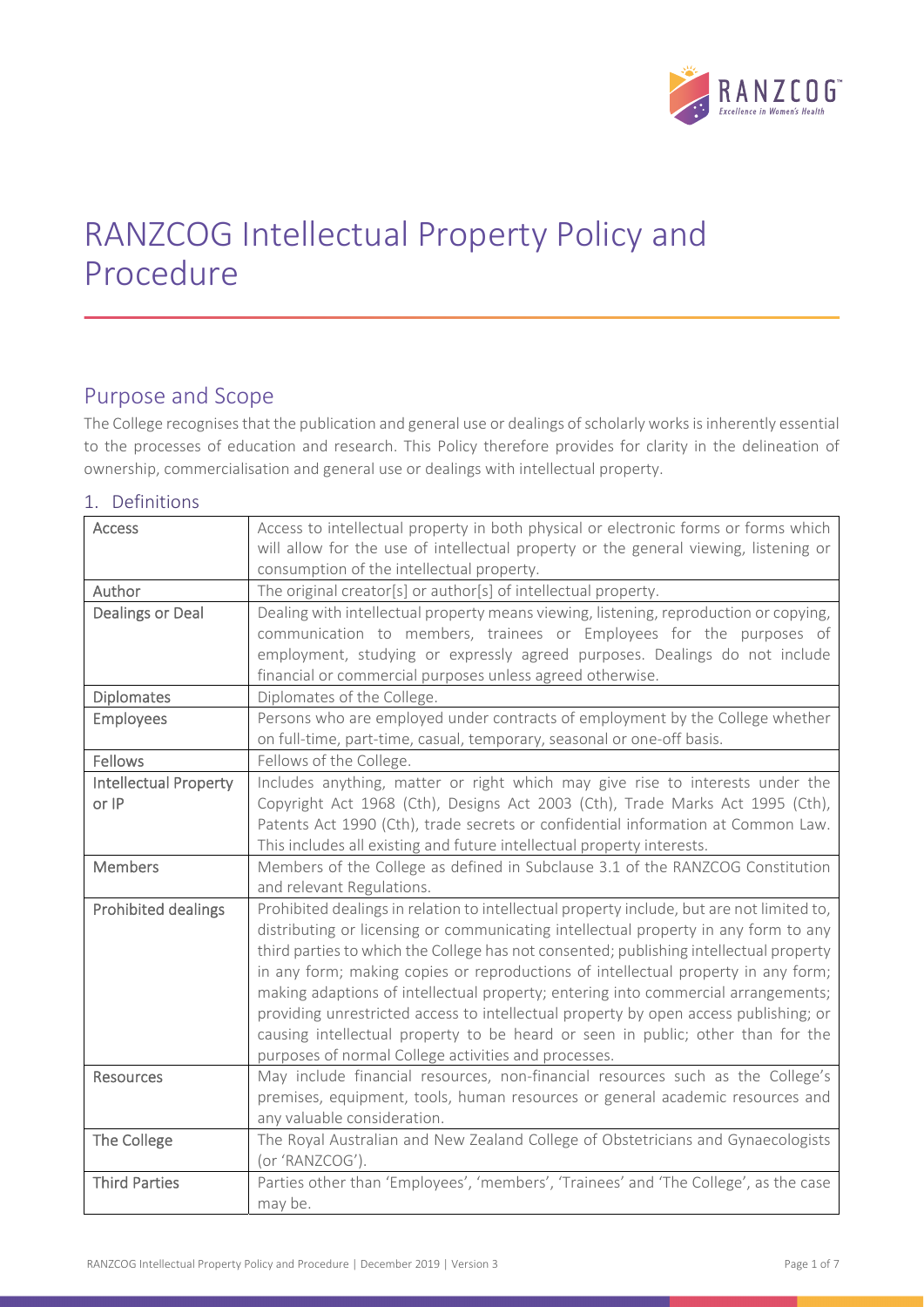# RANZCOG Intellectual Property Policy and Procedure

## Purpose and Scope

The College recognises that the publication and general use or dealings of scholarly works is inherently essential to the processes of education and research. This Policy therefore provides for clarity in the delineation of ownership, commercialisation and general use or dealings with intellectual property.

## 1. Definitions

| Term | Definition |
|---|---|
| Access | Access to intellectual property in both physical or electronic forms or forms which will allow for the use of intellectual property or the general viewing, listening or consumption of the intellectual property. |
| Author | The original creator[s] or author[s] of intellectual property. |
| Dealings or Deal | Dealing with intellectual property means viewing, listening, reproduction or copying, communication to members, trainees or Employees for the purposes of employment, studying or expressly agreed purposes. Dealings do not include financial or commercial purposes unless agreed otherwise. |
| Diplomates | Diplomates of the College. |
| Employees | Persons who are employed under contracts of employment by the College whether on full-time, part-time, casual, temporary, seasonal or one-off basis. |
| Fellows | Fellows of the College. |
| Intellectual Property or IP | Includes anything, matter or right which may give rise to interests under the Copyright Act 1968 (Cth), Designs Act 2003 (Cth), Trade Marks Act 1995 (Cth), Patents Act 1990 (Cth), trade secrets or confidential information at Common Law. This includes all existing and future intellectual property interests. |
| Members | Members of the College as defined in Subclause 3.1 of the RANZCOG Constitution and relevant Regulations. |
| Prohibited dealings | Prohibited dealings in relation to intellectual property include, but are not limited to, distributing or licensing or communicating intellectual property in any form to any third parties to which the College has not consented; publishing intellectual property in any form; making copies or reproductions of intellectual property in any form; making adaptions of intellectual property; entering into commercial arrangements; providing unrestricted access to intellectual property by open access publishing; or causing intellectual property to be heard or seen in public; other than for the purposes of normal College activities and processes. |
| Resources | May include financial resources, non-financial resources such as the College's premises, equipment, tools, human resources or general academic resources and any valuable consideration. |
| The College | The Royal Australian and New Zealand College of Obstetricians and Gynaecologists (or 'RANZCOG'). |
| Third Parties | Parties other than 'Employees', 'members', 'Trainees' and 'The College', as the case may be. |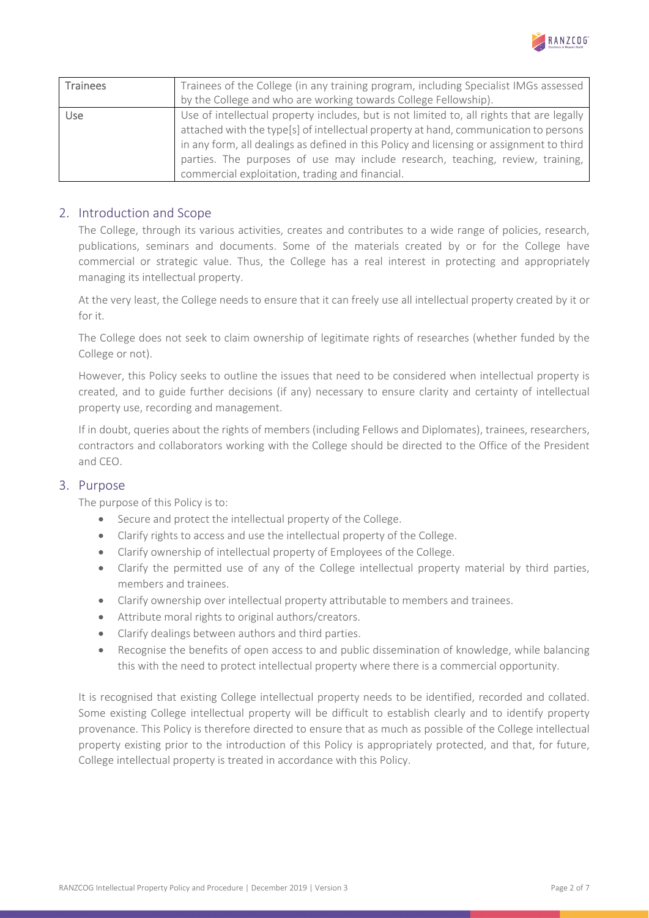| Trainees | Trainees of the College (in any training program, including Specialist IMGs assessed by the College and who are working towards College Fellowship). |
| --- | --- |
| Use | Use of intellectual property includes, but is not limited to, all rights that are legally attached with the type[s] of intellectual property at hand, communication to persons in any form, all dealings as defined in this Policy and licensing or assignment to third parties. The purposes of use may include research, teaching, review, training, commercial exploitation, trading and financial. |

## 2. Introduction and Scope

The College, through its various activities, creates and contributes to a wide range of policies, research, publications, seminars and documents. Some of the materials created by or for the College have commercial or strategic value. Thus, the College has a real interest in protecting and appropriately managing its intellectual property.

At the very least, the College needs to ensure that it can freely use all intellectual property created by it or for it.

The College does not seek to claim ownership of legitimate rights of researches (whether funded by the College or not).

However, this Policy seeks to outline the issues that need to be considered when intellectual property is created, and to guide further decisions (if any) necessary to ensure clarity and certainty of intellectual property use, recording and management.

If in doubt, queries about the rights of members (including Fellows and Diplomates), trainees, researchers, contractors and collaborators working with the College should be directed to the Office of the President and CEO.

## 3. Purpose

The purpose of this Policy is to:

- Secure and protect the intellectual property of the College.
- Clarify rights to access and use the intellectual property of the College.
- Clarify ownership of intellectual property of Employees of the College.
- Clarify the permitted use of any of the College intellectual property material by third parties, members and trainees.
- Clarify ownership over intellectual property attributable to members and trainees.
- Attribute moral rights to original authors/creators.
- Clarify dealings between authors and third parties.
- Recognise the benefits of open access to and public dissemination of knowledge, while balancing this with the need to protect intellectual property where there is a commercial opportunity.

It is recognised that existing College intellectual property needs to be identified, recorded and collated. Some existing College intellectual property will be difficult to establish clearly and to identify property provenance. This Policy is therefore directed to ensure that as much as possible of the College intellectual property existing prior to the introduction of this Policy is appropriately protected, and that, for future, College intellectual property is treated in accordance with this Policy.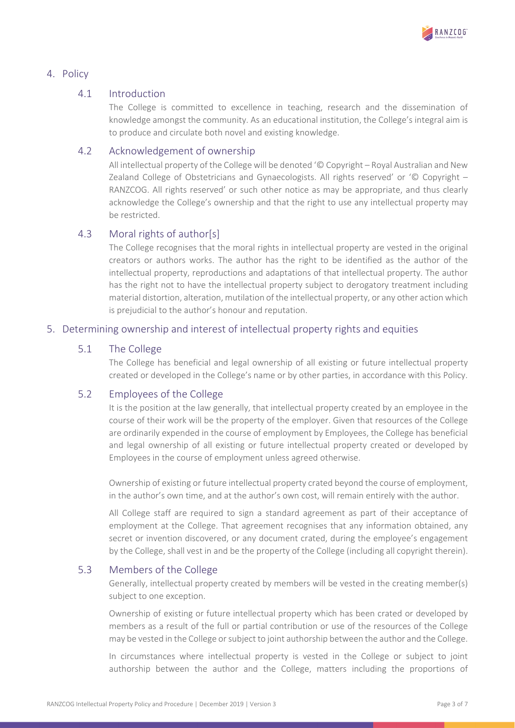## 4. Policy

### 4.1 Introduction

The College is committed to excellence in teaching, research and the dissemination of knowledge amongst the community. As an educational institution, the College's integral aim is to produce and circulate both novel and existing knowledge.

### 4.2 Acknowledgement of ownership

All intellectual property of the College will be denoted '© Copyright – Royal Australian and New Zealand College of Obstetricians and Gynaecologists. All rights reserved' or '© Copyright – RANZCOG. All rights reserved' or such other notice as may be appropriate, and thus clearly acknowledge the College's ownership and that the right to use any intellectual property may be restricted.

### 4.3 Moral rights of author[s]

The College recognises that the moral rights in intellectual property are vested in the original creators or authors works. The author has the right to be identified as the author of the intellectual property, reproductions and adaptations of that intellectual property. The author has the right not to have the intellectual property subject to derogatory treatment including material distortion, alteration, mutilation of the intellectual property, or any other action which is prejudicial to the author's honour and reputation.

## 5. Determining ownership and interest of intellectual property rights and equities

### 5.1 The College

The College has beneficial and legal ownership of all existing or future intellectual property created or developed in the College's name or by other parties, in accordance with this Policy.

### 5.2 Employees of the College

It is the position at the law generally, that intellectual property created by an employee in the course of their work will be the property of the employer. Given that resources of the College are ordinarily expended in the course of employment by Employees, the College has beneficial and legal ownership of all existing or future intellectual property created or developed by Employees in the course of employment unless agreed otherwise.

Ownership of existing or future intellectual property crated beyond the course of employment, in the author's own time, and at the author's own cost, will remain entirely with the author.

All College staff are required to sign a standard agreement as part of their acceptance of employment at the College. That agreement recognises that any information obtained, any secret or invention discovered, or any document crated, during the employee's engagement by the College, shall vest in and be the property of the College (including all copyright therein).

### 5.3 Members of the College

Generally, intellectual property created by members will be vested in the creating member(s) subject to one exception.

Ownership of existing or future intellectual property which has been crated or developed by members as a result of the full or partial contribution or use of the resources of the College may be vested in the College or subject to joint authorship between the author and the College.

In circumstances where intellectual property is vested in the College or subject to joint authorship between the author and the College, matters including the proportions of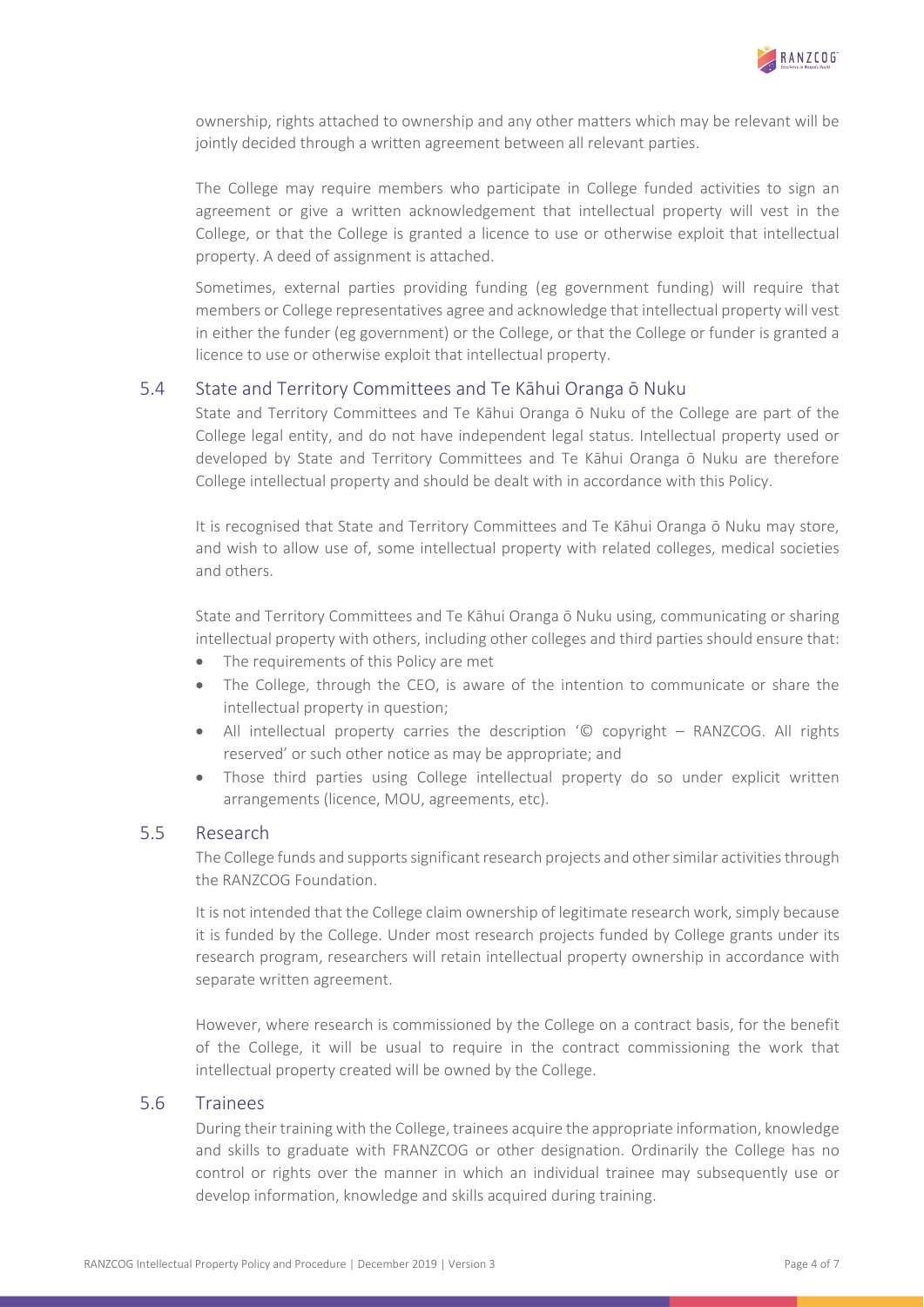ownership, rights attached to ownership and any other matters which may be relevant will be jointly decided through a written agreement between all relevant parties.

The College may require members who participate in College funded activities to sign an agreement or give a written acknowledgement that intellectual property will vest in the College, or that the College is granted a licence to use or otherwise exploit that intellectual property. A deed of assignment is attached.

Sometimes, external parties providing funding (eg government funding) will require that members or College representatives agree and acknowledge that intellectual property will vest in either the funder (eg government) or the College, or that the College or funder is granted a licence to use or otherwise exploit that intellectual property.

## 5.4 State and Territory Committees and Te Kāhui Oranga ō Nuku

State and Territory Committees and Te Kāhui Oranga ō Nuku of the College are part of the College legal entity, and do not have independent legal status. Intellectual property used or developed by State and Territory Committees and Te Kāhui Oranga ō Nuku are therefore College intellectual property and should be dealt with in accordance with this Policy.

It is recognised that State and Territory Committees and Te Kāhui Oranga ō Nuku may store, and wish to allow use of, some intellectual property with related colleges, medical societies and others.

State and Territory Committees and Te Kāhui Oranga ō Nuku using, communicating or sharing intellectual property with others, including other colleges and third parties should ensure that:

- The requirements of this Policy are met
- The College, through the CEO, is aware of the intention to communicate or share the intellectual property in question;
- All intellectual property carries the description '© copyright – RANZCOG. All rights reserved' or such other notice as may be appropriate; and
- Those third parties using College intellectual property do so under explicit written arrangements (licence, MOU, agreements, etc).

## 5.5 Research

The College funds and supports significant research projects and other similar activities through the RANZCOG Foundation.

It is not intended that the College claim ownership of legitimate research work, simply because it is funded by the College. Under most research projects funded by College grants under its research program, researchers will retain intellectual property ownership in accordance with separate written agreement.

However, where research is commissioned by the College on a contract basis, for the benefit of the College, it will be usual to require in the contract commissioning the work that intellectual property created will be owned by the College.

## 5.6 Trainees

During their training with the College, trainees acquire the appropriate information, knowledge and skills to graduate with FRANZCOG or other designation. Ordinarily the College has no control or rights over the manner in which an individual trainee may subsequently use or develop information, knowledge and skills acquired during training.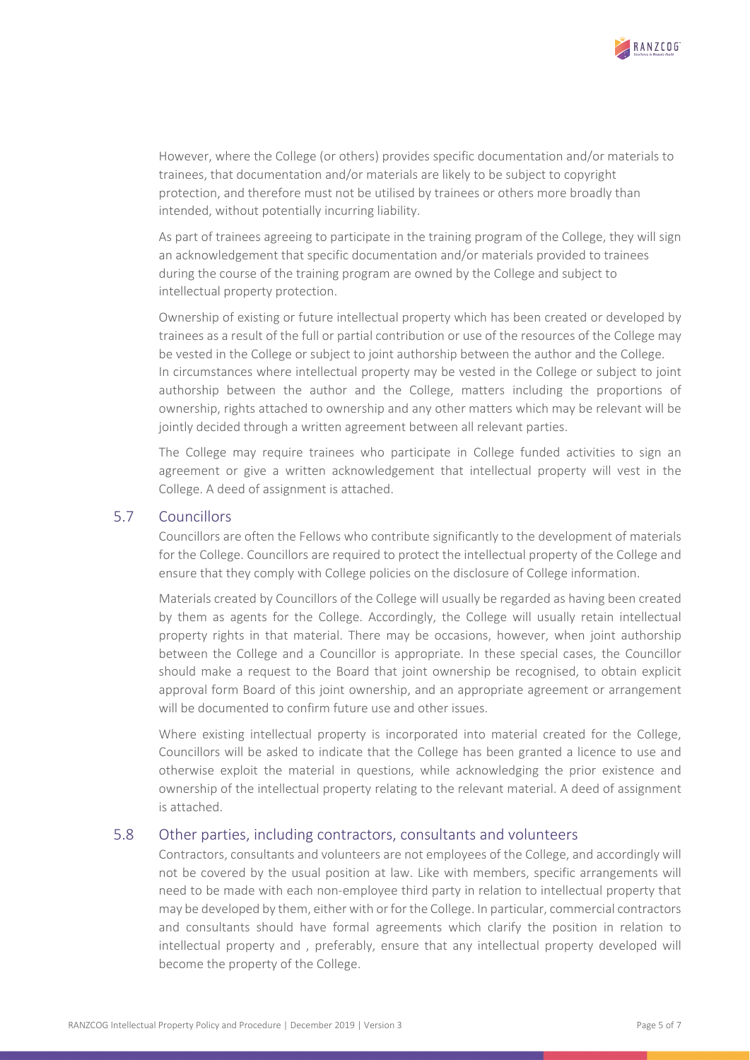However, where the College (or others) provides specific documentation and/or materials to trainees, that documentation and/or materials are likely to be subject to copyright protection, and therefore must not be utilised by trainees or others more broadly than intended, without potentially incurring liability.

As part of trainees agreeing to participate in the training program of the College, they will sign an acknowledgement that specific documentation and/or materials provided to trainees during the course of the training program are owned by the College and subject to intellectual property protection.

Ownership of existing or future intellectual property which has been created or developed by trainees as a result of the full or partial contribution or use of the resources of the College may be vested in the College or subject to joint authorship between the author and the College. In circumstances where intellectual property may be vested in the College or subject to joint authorship between the author and the College, matters including the proportions of ownership, rights attached to ownership and any other matters which may be relevant will be jointly decided through a written agreement between all relevant parties.

The College may require trainees who participate in College funded activities to sign an agreement or give a written acknowledgement that intellectual property will vest in the College. A deed of assignment is attached.

## 5.7 Councillors

Councillors are often the Fellows who contribute significantly to the development of materials for the College. Councillors are required to protect the intellectual property of the College and ensure that they comply with College policies on the disclosure of College information.

Materials created by Councillors of the College will usually be regarded as having been created by them as agents for the College. Accordingly, the College will usually retain intellectual property rights in that material. There may be occasions, however, when joint authorship between the College and a Councillor is appropriate. In these special cases, the Councillor should make a request to the Board that joint ownership be recognised, to obtain explicit approval form Board of this joint ownership, and an appropriate agreement or arrangement will be documented to confirm future use and other issues.

Where existing intellectual property is incorporated into material created for the College, Councillors will be asked to indicate that the College has been granted a licence to use and otherwise exploit the material in questions, while acknowledging the prior existence and ownership of the intellectual property relating to the relevant material. A deed of assignment is attached.

## 5.8 Other parties, including contractors, consultants and volunteers

Contractors, consultants and volunteers are not employees of the College, and accordingly will not be covered by the usual position at law. Like with members, specific arrangements will need to be made with each non-employee third party in relation to intellectual property that may be developed by them, either with or for the College. In particular, commercial contractors and consultants should have formal agreements which clarify the position in relation to intellectual property and , preferably, ensure that any intellectual property developed will become the property of the College.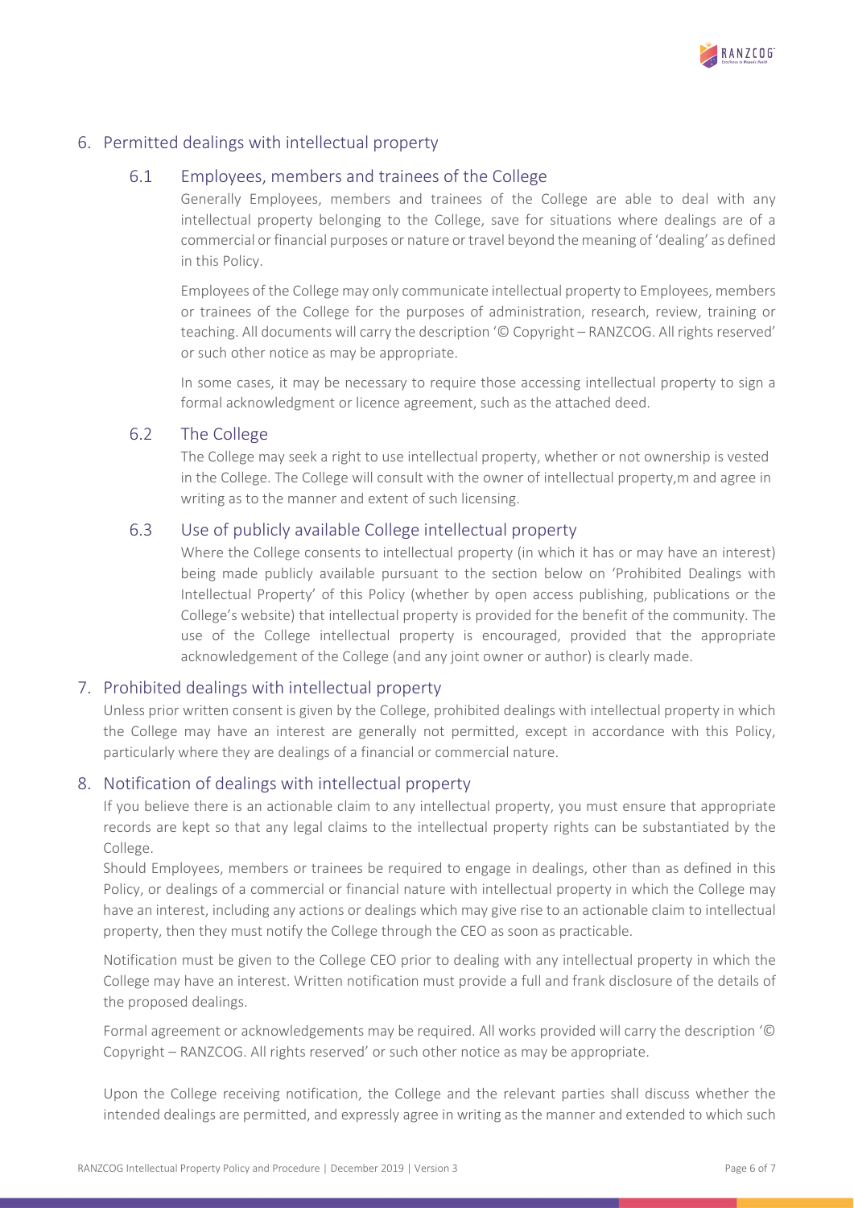## 6. Permitted dealings with intellectual property

### 6.1 Employees, members and trainees of the College

Generally Employees, members and trainees of the College are able to deal with any intellectual property belonging to the College, save for situations where dealings are of a commercial or financial purposes or nature or travel beyond the meaning of 'dealing' as defined in this Policy.

Employees of the College may only communicate intellectual property to Employees, members or trainees of the College for the purposes of administration, research, review, training or teaching. All documents will carry the description '© Copyright – RANZCOG. All rights reserved' or such other notice as may be appropriate.

In some cases, it may be necessary to require those accessing intellectual property to sign a formal acknowledgment or licence agreement, such as the attached deed.

### 6.2 The College

The College may seek a right to use intellectual property, whether or not ownership is vested in the College. The College will consult with the owner of intellectual property,m and agree in writing as to the manner and extent of such licensing.

### 6.3 Use of publicly available College intellectual property

Where the College consents to intellectual property (in which it has or may have an interest) being made publicly available pursuant to the section below on 'Prohibited Dealings with Intellectual Property' of this Policy (whether by open access publishing, publications or the College's website) that intellectual property is provided for the benefit of the community. The use of the College intellectual property is encouraged, provided that the appropriate acknowledgement of the College (and any joint owner or author) is clearly made.

## 7. Prohibited dealings with intellectual property

Unless prior written consent is given by the College, prohibited dealings with intellectual property in which the College may have an interest are generally not permitted, except in accordance with this Policy, particularly where they are dealings of a financial or commercial nature.

## 8. Notification of dealings with intellectual property

If you believe there is an actionable claim to any intellectual property, you must ensure that appropriate records are kept so that any legal claims to the intellectual property rights can be substantiated by the College.

Should Employees, members or trainees be required to engage in dealings, other than as defined in this Policy, or dealings of a commercial or financial nature with intellectual property in which the College may have an interest, including any actions or dealings which may give rise to an actionable claim to intellectual property, then they must notify the College through the CEO as soon as practicable.

Notification must be given to the College CEO prior to dealing with any intellectual property in which the College may have an interest. Written notification must provide a full and frank disclosure of the details of the proposed dealings.

Formal agreement or acknowledgements may be required. All works provided will carry the description '© Copyright – RANZCOG. All rights reserved' or such other notice as may be appropriate.

Upon the College receiving notification, the College and the relevant parties shall discuss whether the intended dealings are permitted, and expressly agree in writing as the manner and extended to which such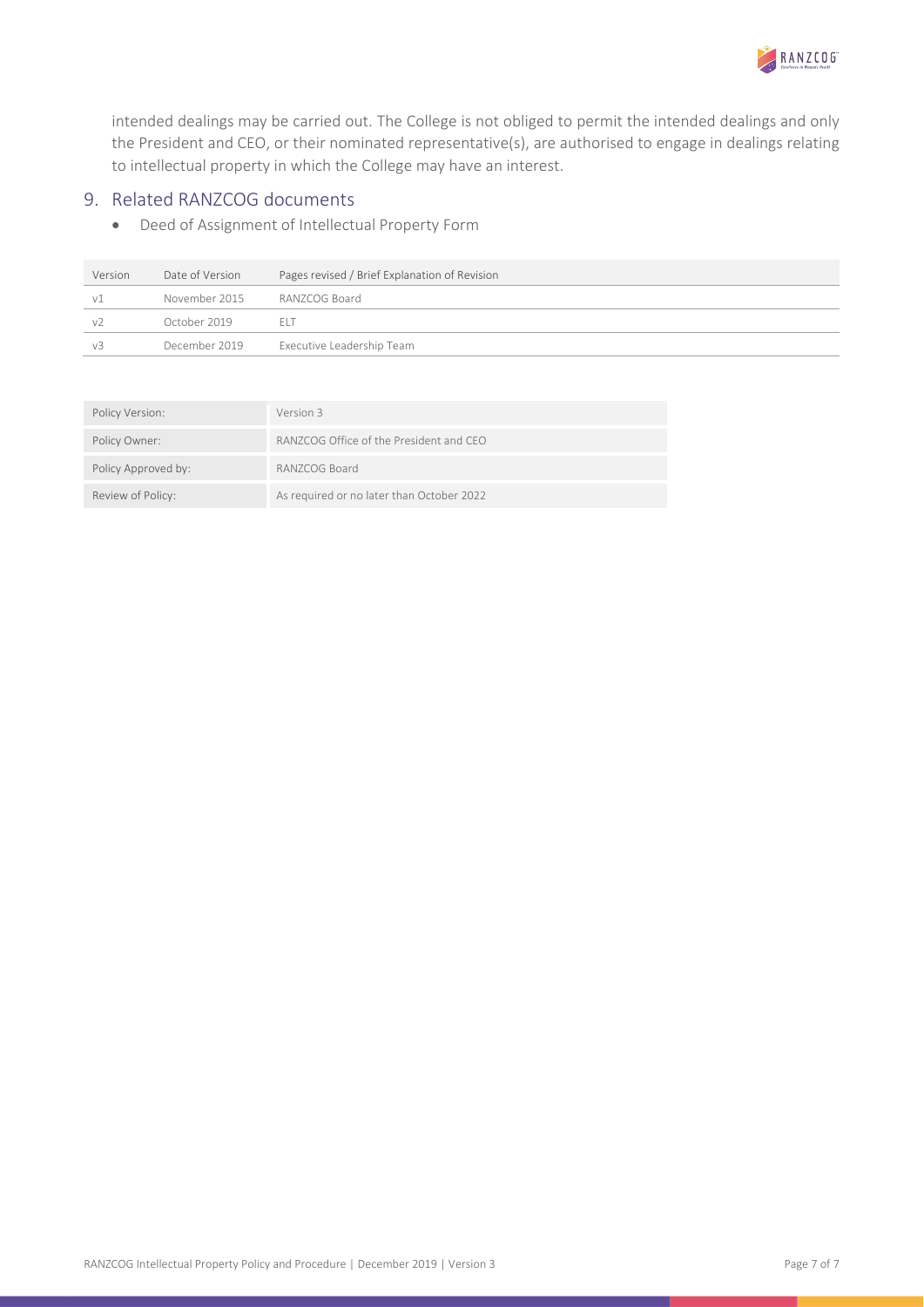intended dealings may be carried out. The College is not obliged to permit the intended dealings and only the President and CEO, or their nominated representative(s), are authorised to engage in dealings relating to intellectual property in which the College may have an interest.

## 9. Related RANZCOG documents

- Deed of Assignment of Intellectual Property Form

| Version | Date of Version | Pages revised / Brief Explanation of Revision |
|---|---|---|
| v1 | November 2015 | RANZCOG Board |
| v2 | October 2019 | ELT |
| v3 | December 2019 | Executive Leadership Team |

| | |
|---|---|
| Policy Version: | Version 3 |
| Policy Owner: | RANZCOG Office of the President and CEO |
| Policy Approved by: | RANZCOG Board |
| Review of Policy: | As required or no later than October 2022 |